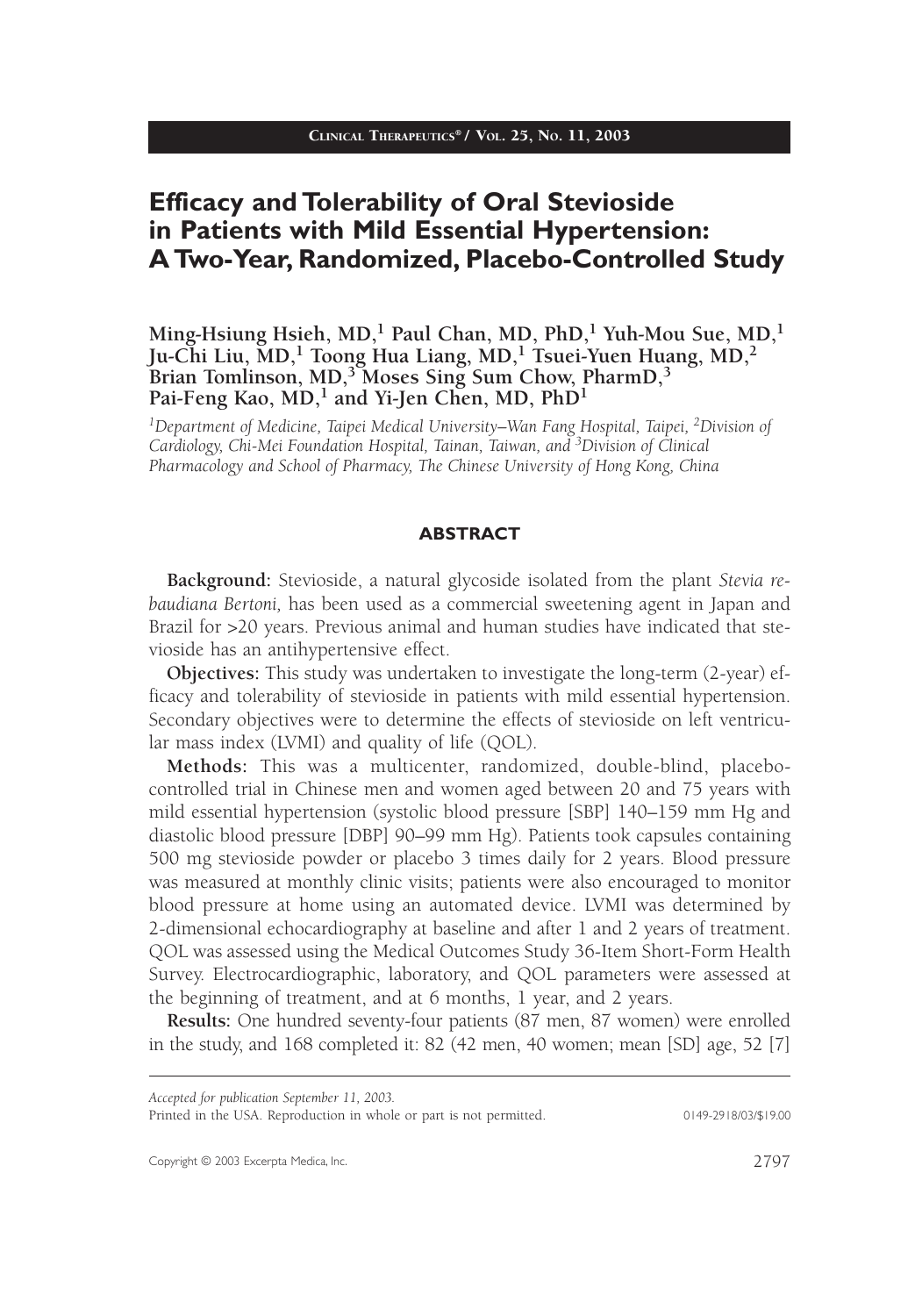# Efficacy and Tolerability of Oral Stevioside in Patients with Mild Essential Hypertension: A Two-Year, Randomized, Placebo-Controlled Study

**Ming-Hsiung Hsieh, MD,[1] Paul Chan, MD, PhD,[1] Yuh-Mou Sue, MD,[1] Ju-Chi Liu, MD,[1] Toong Hua Liang, MD,[1] Tsuei-Yuen Huang, MD,[2] Brian Tomlinson, MD,[3] Moses Sing Sum Chow, PharmD,[3] Pai-Feng Kao, MD,[1] and Yi-Jen Chen, MD, PhD[1]**

*[1]Department of Medicine, Taipei Medical University–Wan Fang Hospital, Taipei, [2]Division of Cardiology, Chi-Mei Foundation Hospital, Tainan, Taiwan, and [3]Division of Clinical Pharmacology and School of Pharmacy, The Chinese University of Hong Kong, China*

## ABSTRACT

**Background:** Stevioside, a natural glycoside isolated from the plant *Stevia rebaudiana Bertoni,* has been used as a commercial sweetening agent in Japan and Brazil for >20 years. Previous animal and human studies have indicated that stevioside has an antihypertensive effect.

**Objectives:** This study was undertaken to investigate the long-term (2-year) efficacy and tolerability of stevioside in patients with mild essential hypertension. Secondary objectives were to determine the effects of stevioside on left ventricular mass index (LVMI) and quality of life (QOL).

**Methods:** This was a multicenter, randomized, double-blind, placebo-controlled trial in Chinese men and women aged between 20 and 75 years with mild essential hypertension (systolic blood pressure [SBP] 140–159 mm Hg and diastolic blood pressure [DBP] 90–99 mm Hg). Patients took capsules containing 500 mg stevioside powder or placebo 3 times daily for 2 years. Blood pressure was measured at monthly clinic visits; patients were also encouraged to monitor blood pressure at home using an automated device. LVMI was determined by 2-dimensional echocardiography at baseline and after 1 and 2 years of treatment. QOL was assessed using the Medical Outcomes Study 36-Item Short-Form Health Survey. Electrocardiographic, laboratory, and QOL parameters were assessed at the beginning of treatment, and at 6 months, 1 year, and 2 years.

**Results:** One hundred seventy-four patients (87 men, 87 women) were enrolled in the study, and 168 completed it: 82 (42 men, 40 women; mean [SD] age, 52 [7]

*Accepted for publication September 11, 2003.*
Printed in the USA. Reproduction in whole or part is not permitted. 0149-2918/03/$19.00

Copyright © 2003 Excerpta Medica, Inc.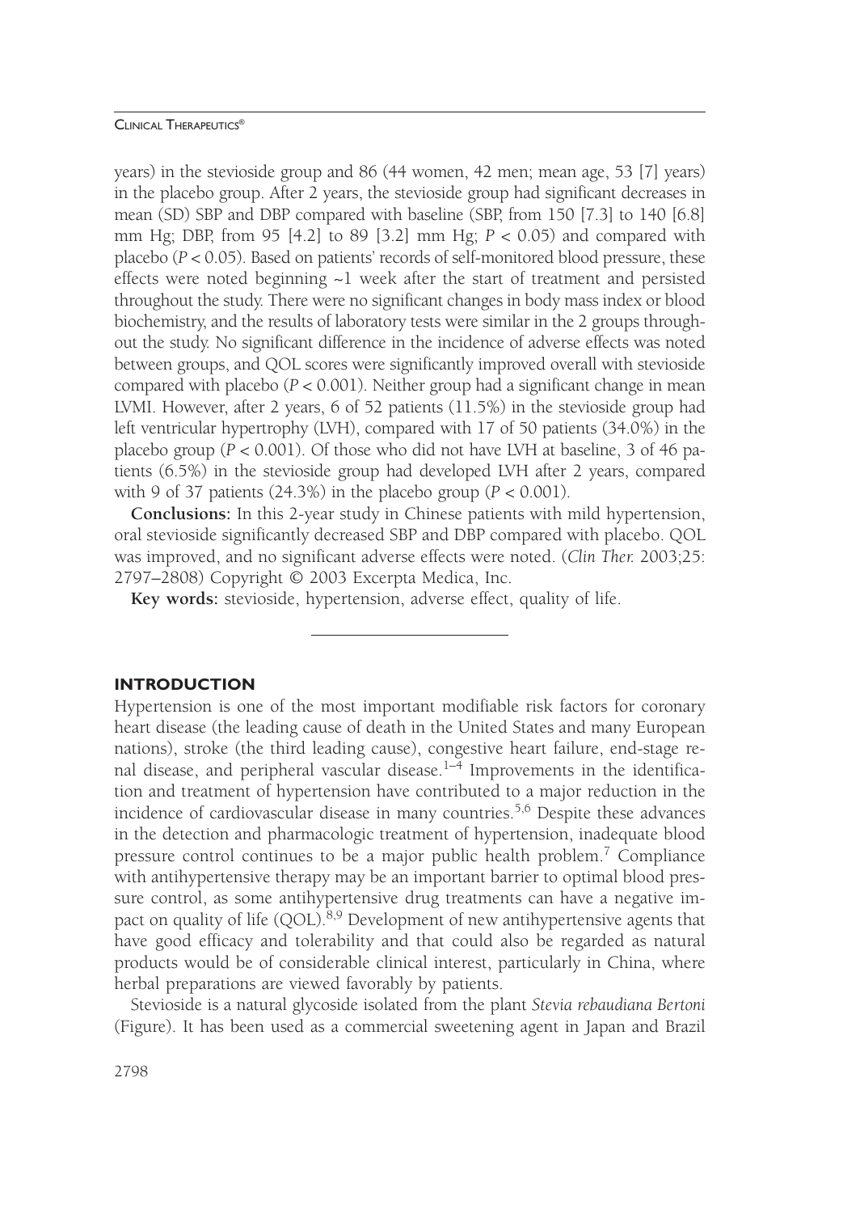years) in the stevioside group and 86 (44 women, 42 men; mean age, 53 [7] years) in the placebo group. After 2 years, the stevioside group had significant decreases in mean (SD) SBP and DBP compared with baseline (SBP, from 150 [7.3] to 140 [6.8] mm Hg; DBP, from 95 [4.2] to 89 [3.2] mm Hg; $P < 0.05$) and compared with placebo ($P < 0.05$). Based on patients' records of self-monitored blood pressure, these effects were noted beginning ~1 week after the start of treatment and persisted throughout the study. There were no significant changes in body mass index or blood biochemistry, and the results of laboratory tests were similar in the 2 groups throughout the study. No significant difference in the incidence of adverse effects was noted between groups, and QOL scores were significantly improved overall with stevioside compared with placebo ($P < 0.001$). Neither group had a significant change in mean LVMI. However, after 2 years, 6 of 52 patients (11.5%) in the stevioside group had left ventricular hypertrophy (LVH), compared with 17 of 50 patients (34.0%) in the placebo group ($P < 0.001$). Of those who did not have LVH at baseline, 3 of 46 patients (6.5%) in the stevioside group had developed LVH after 2 years, compared with 9 of 37 patients (24.3%) in the placebo group ($P < 0.001$).

**Conclusions:** In this 2-year study in Chinese patients with mild hypertension, oral stevioside significantly decreased SBP and DBP compared with placebo. QOL was improved, and no significant adverse effects were noted. (*Clin Ther.* 2003;25: 2797–2808) Copyright © 2003 Excerpta Medica, Inc.

**Key words:** stevioside, hypertension, adverse effect, quality of life.

## INTRODUCTION

Hypertension is one of the most important modifiable risk factors for coronary heart disease (the leading cause of death in the United States and many European nations), stroke (the third leading cause), congestive heart failure, end-stage renal disease, and peripheral vascular disease.[1–4] Improvements in the identification and treatment of hypertension have contributed to a major reduction in the incidence of cardiovascular disease in many countries.[5,6] Despite these advances in the detection and pharmacologic treatment of hypertension, inadequate blood pressure control continues to be a major public health problem.[7] Compliance with antihypertensive therapy may be an important barrier to optimal blood pressure control, as some antihypertensive drug treatments can have a negative impact on quality of life (QOL).[8,9] Development of new antihypertensive agents that have good efficacy and tolerability and that could also be regarded as natural products would be of considerable clinical interest, particularly in China, where herbal preparations are viewed favorably by patients.

Stevioside is a natural glycoside isolated from the plant *Stevia rebaudiana Bertoni* (Figure). It has been used as a commercial sweetening agent in Japan and Brazil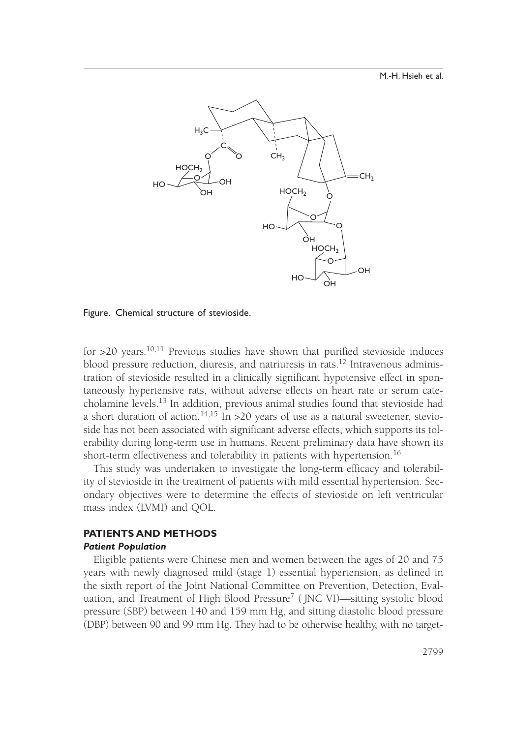Figure. Chemical structure of stevioside.

for >20 years.[10,11] Previous studies have shown that purified stevioside induces blood pressure reduction, diuresis, and natriuresis in rats.[12] Intravenous administration of stevioside resulted in a clinically significant hypotensive effect in spontaneously hypertensive rats, without adverse effects on heart rate or serum catecholamine levels.[13] In addition, previous animal studies found that stevioside had a short duration of action.[14,15] In >20 years of use as a natural sweetener, stevioside has not been associated with significant adverse effects, which supports its tolerability during long-term use in humans. Recent preliminary data have shown its short-term effectiveness and tolerability in patients with hypertension.[16]

This study was undertaken to investigate the long-term efficacy and tolerability of stevioside in the treatment of patients with mild essential hypertension. Secondary objectives were to determine the effects of stevioside on left ventricular mass index (LVMI) and QOL.

## PATIENTS AND METHODS

### *Patient Population*

Eligible patients were Chinese men and women between the ages of 20 and 75 years with newly diagnosed mild (stage 1) essential hypertension, as defined in the sixth report of the Joint National Committee on Prevention, Detection, Evaluation, and Treatment of High Blood Pressure[7] (JNC VI)—sitting systolic blood pressure (SBP) between 140 and 159 mm Hg, and sitting diastolic blood pressure (DBP) between 90 and 99 mm Hg. They had to be otherwise healthy, with no target-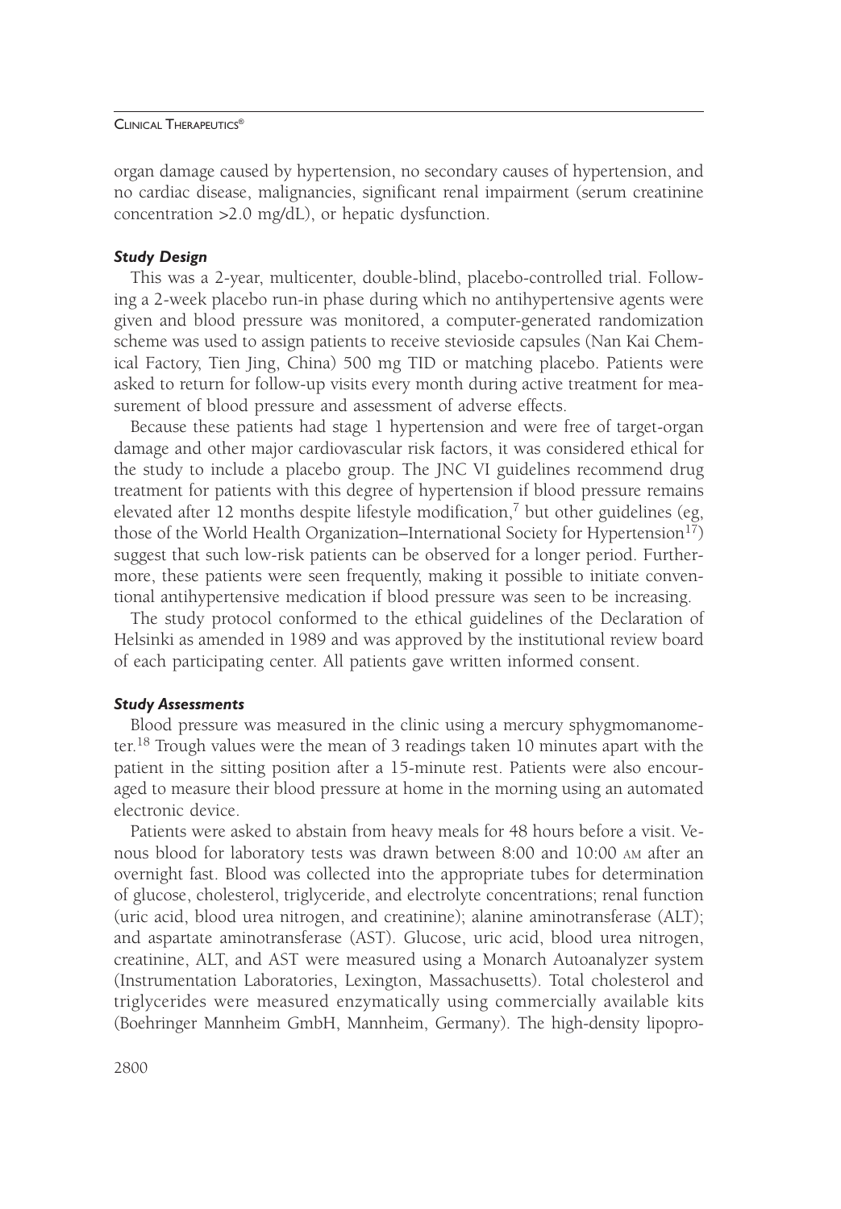organ damage caused by hypertension, no secondary causes of hypertension, and no cardiac disease, malignancies, significant renal impairment (serum creatinine concentration >2.0 mg/dL), or hepatic dysfunction.

### *Study Design*

This was a 2-year, multicenter, double-blind, placebo-controlled trial. Following a 2-week placebo run-in phase during which no antihypertensive agents were given and blood pressure was monitored, a computer-generated randomization scheme was used to assign patients to receive stevioside capsules (Nan Kai Chemical Factory, Tien Jing, China) 500 mg TID or matching placebo. Patients were asked to return for follow-up visits every month during active treatment for measurement of blood pressure and assessment of adverse effects.

Because these patients had stage 1 hypertension and were free of target-organ damage and other major cardiovascular risk factors, it was considered ethical for the study to include a placebo group. The JNC VI guidelines recommend drug treatment for patients with this degree of hypertension if blood pressure remains elevated after 12 months despite lifestyle modification,[7] but other guidelines (eg, those of the World Health Organization–International Society for Hypertension[17]) suggest that such low-risk patients can be observed for a longer period. Furthermore, these patients were seen frequently, making it possible to initiate conventional antihypertensive medication if blood pressure was seen to be increasing.

The study protocol conformed to the ethical guidelines of the Declaration of Helsinki as amended in 1989 and was approved by the institutional review board of each participating center. All patients gave written informed consent.

### *Study Assessments*

Blood pressure was measured in the clinic using a mercury sphygmomanometer.[18] Trough values were the mean of 3 readings taken 10 minutes apart with the patient in the sitting position after a 15-minute rest. Patients were also encouraged to measure their blood pressure at home in the morning using an automated electronic device.

Patients were asked to abstain from heavy meals for 48 hours before a visit. Venous blood for laboratory tests was drawn between 8:00 and 10:00 AM after an overnight fast. Blood was collected into the appropriate tubes for determination of glucose, cholesterol, triglyceride, and electrolyte concentrations; renal function (uric acid, blood urea nitrogen, and creatinine); alanine aminotransferase (ALT); and aspartate aminotransferase (AST). Glucose, uric acid, blood urea nitrogen, creatinine, ALT, and AST were measured using a Monarch Autoanalyzer system (Instrumentation Laboratories, Lexington, Massachusetts). Total cholesterol and triglycerides were measured enzymatically using commercially available kits (Boehringer Mannheim GmbH, Mannheim, Germany). The high-density lipopro-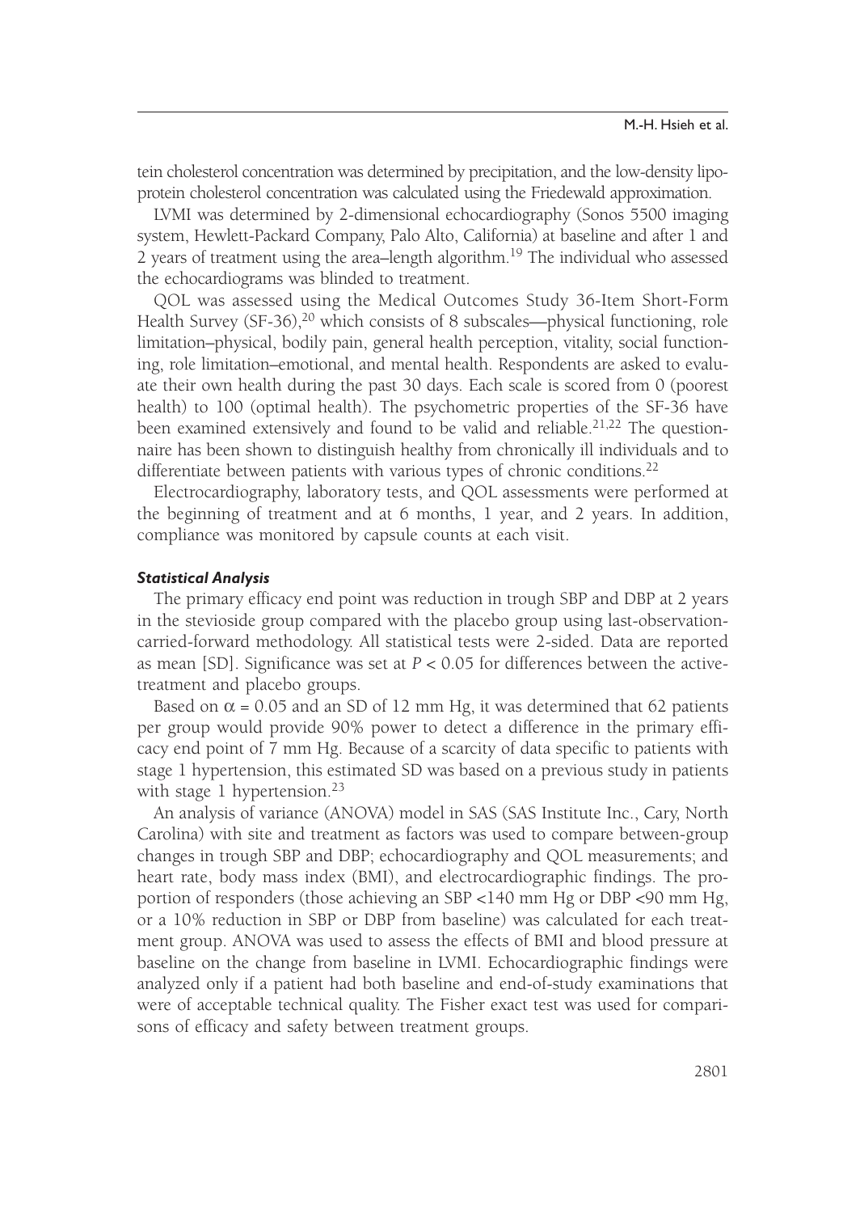tein cholesterol concentration was determined by precipitation, and the low-density lipoprotein cholesterol concentration was calculated using the Friedewald approximation.

LVMI was determined by 2-dimensional echocardiography (Sonos 5500 imaging system, Hewlett-Packard Company, Palo Alto, California) at baseline and after 1 and 2 years of treatment using the area–length algorithm.[19] The individual who assessed the echocardiograms was blinded to treatment.

QOL was assessed using the Medical Outcomes Study 36-Item Short-Form Health Survey (SF-36),[20] which consists of 8 subscales—physical functioning, role limitation–physical, bodily pain, general health perception, vitality, social functioning, role limitation–emotional, and mental health. Respondents are asked to evaluate their own health during the past 30 days. Each scale is scored from 0 (poorest health) to 100 (optimal health). The psychometric properties of the SF-36 have been examined extensively and found to be valid and reliable.[21,22] The questionnaire has been shown to distinguish healthy from chronically ill individuals and to differentiate between patients with various types of chronic conditions.[22]

Electrocardiography, laboratory tests, and QOL assessments were performed at the beginning of treatment and at 6 months, 1 year, and 2 years. In addition, compliance was monitored by capsule counts at each visit.

### *Statistical Analysis*

The primary efficacy end point was reduction in trough SBP and DBP at 2 years in the stevioside group compared with the placebo group using last-observation-carried-forward methodology. All statistical tests were 2-sided. Data are reported as mean [SD]. Significance was set at $P < 0.05$ for differences between the active-treatment and placebo groups.

Based on $\alpha = 0.05$ and an SD of 12 mm Hg, it was determined that 62 patients per group would provide 90% power to detect a difference in the primary efficacy end point of 7 mm Hg. Because of a scarcity of data specific to patients with stage 1 hypertension, this estimated SD was based on a previous study in patients with stage 1 hypertension.[23]

An analysis of variance (ANOVA) model in SAS (SAS Institute Inc., Cary, North Carolina) with site and treatment as factors was used to compare between-group changes in trough SBP and DBP; echocardiography and QOL measurements; and heart rate, body mass index (BMI), and electrocardiographic findings. The proportion of responders (those achieving an SBP <140 mm Hg or DBP <90 mm Hg, or a 10% reduction in SBP or DBP from baseline) was calculated for each treatment group. ANOVA was used to assess the effects of BMI and blood pressure at baseline on the change from baseline in LVMI. Echocardiographic findings were analyzed only if a patient had both baseline and end-of-study examinations that were of acceptable technical quality. The Fisher exact test was used for comparisons of efficacy and safety between treatment groups.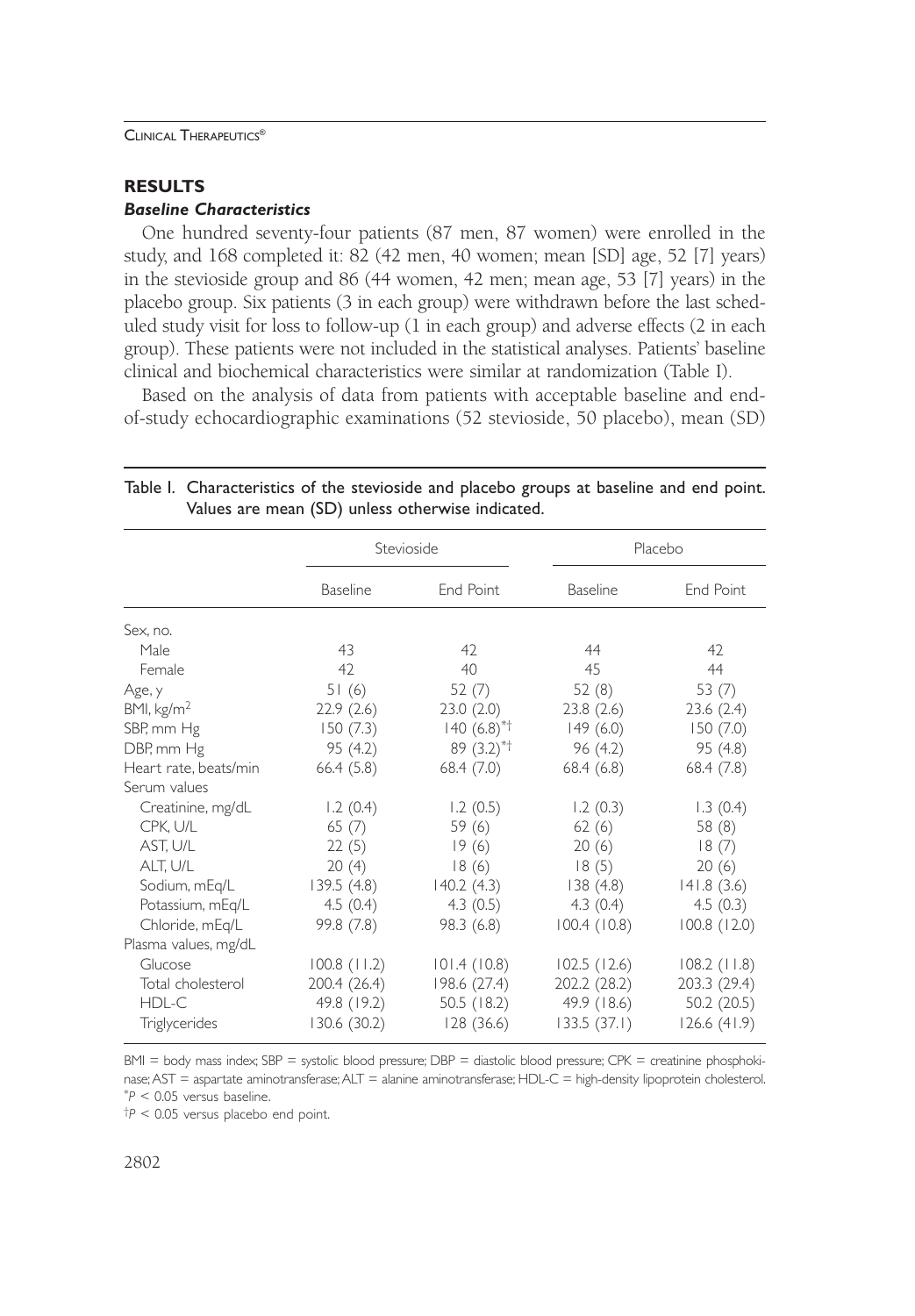## RESULTS

### *Baseline Characteristics*

One hundred seventy-four patients (87 men, 87 women) were enrolled in the study, and 168 completed it: 82 (42 men, 40 women; mean [SD] age, 52 [7] years) in the stevioside group and 86 (44 women, 42 men; mean age, 53 [7] years) in the placebo group. Six patients (3 in each group) were withdrawn before the last scheduled study visit for loss to follow-up (1 in each group) and adverse effects (2 in each group). These patients were not included in the statistical analyses. Patients' baseline clinical and biochemical characteristics were similar at randomization (Table I).

Based on the analysis of data from patients with acceptable baseline and end-of-study echocardiographic examinations (52 stevioside, 50 placebo), mean (SD)

Table I. Characteristics of the stevioside and placebo groups at baseline and end point. Values are mean (SD) unless otherwise indicated.

| | Stevioside | | Placebo | |
|---|---|---|---|---|
| | Baseline | End Point | Baseline | End Point |
| Sex, no. | | | | |
| Male | 43 | 42 | 44 | 42 |
| Female | 42 | 40 | 45 | 44 |
| Age, y | 51 (6) | 52 (7) | 52 (8) | 53 (7) |
| BMI, kg/m$^2$ | 22.9 (2.6) | 23.0 (2.0) | 23.8 (2.6) | 23.6 (2.4) |
| SBP, mm Hg | 150 (7.3) | 140 (6.8)*† | 149 (6.0) | 150 (7.0) |
| DBP, mm Hg | 95 (4.2) | 89 (3.2)*† | 96 (4.2) | 95 (4.8) |
| Heart rate, beats/min | 66.4 (5.8) | 68.4 (7.0) | 68.4 (6.8) | 68.4 (7.8) |
| Serum values | | | | |
| Creatinine, mg/dL | 1.2 (0.4) | 1.2 (0.5) | 1.2 (0.3) | 1.3 (0.4) |
| CPK, U/L | 65 (7) | 59 (6) | 62 (6) | 58 (8) |
| AST, U/L | 22 (5) | 19 (6) | 20 (6) | 18 (7) |
| ALT, U/L | 20 (4) | 18 (6) | 18 (5) | 20 (6) |
| Sodium, mEq/L | 139.5 (4.8) | 140.2 (4.3) | 138 (4.8) | 141.8 (3.6) |
| Potassium, mEq/L | 4.5 (0.4) | 4.3 (0.5) | 4.3 (0.4) | 4.5 (0.3) |
| Chloride, mEq/L | 99.8 (7.8) | 98.3 (6.8) | 100.4 (10.8) | 100.8 (12.0) |
| Plasma values, mg/dL | | | | |
| Glucose | 100.8 (11.2) | 101.4 (10.8) | 102.5 (12.6) | 108.2 (11.8) |
| Total cholesterol | 200.4 (26.4) | 198.6 (27.4) | 202.2 (28.2) | 203.3 (29.4) |
| HDL-C | 49.8 (19.2) | 50.5 (18.2) | 49.9 (18.6) | 50.2 (20.5) |
| Triglycerides | 130.6 (30.2) | 128 (36.6) | 133.5 (37.1) | 126.6 (41.9) |

BMI = body mass index; SBP = systolic blood pressure; DBP = diastolic blood pressure; CPK = creatinine phosphokinase; AST = aspartate aminotransferase; ALT = alanine aminotransferase; HDL-C = high-density lipoprotein cholesterol.

*$P < 0.05$ versus baseline.

†$P < 0.05$ versus placebo end point.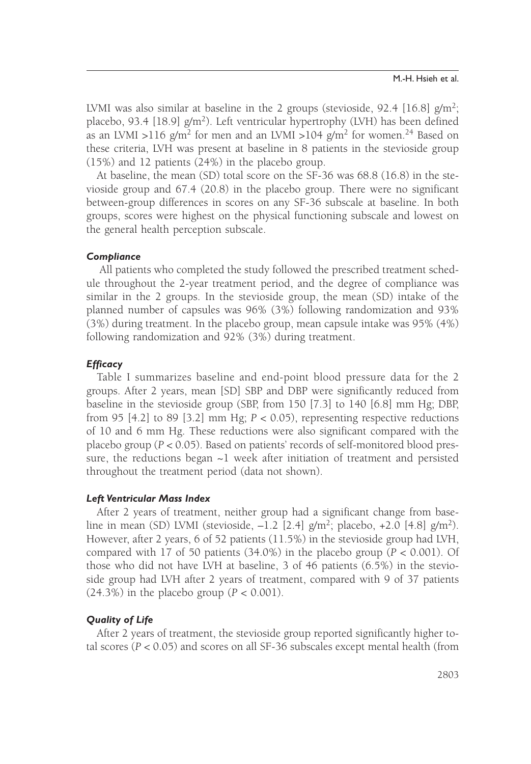LVMI was also similar at baseline in the 2 groups (stevioside, 92.4 [16.8] g/m$^2$; placebo, 93.4 [18.9] g/m$^2$). Left ventricular hypertrophy (LVH) has been defined as an LVMI >116 g/m$^2$ for men and an LVMI >104 g/m$^2$ for women.[24] Based on these criteria, LVH was present at baseline in 8 patients in the stevioside group (15%) and 12 patients (24%) in the placebo group.

At baseline, the mean (SD) total score on the SF-36 was 68.8 (16.8) in the stevioside group and 67.4 (20.8) in the placebo group. There were no significant between-group differences in scores on any SF-36 subscale at baseline. In both groups, scores were highest on the physical functioning subscale and lowest on the general health perception subscale.

#### *Compliance*

All patients who completed the study followed the prescribed treatment schedule throughout the 2-year treatment period, and the degree of compliance was similar in the 2 groups. In the stevioside group, the mean (SD) intake of the planned number of capsules was 96% (3%) following randomization and 93% (3%) during treatment. In the placebo group, mean capsule intake was 95% (4%) following randomization and 92% (3%) during treatment.

#### *Efficacy*

Table I summarizes baseline and end-point blood pressure data for the 2 groups. After 2 years, mean [SD] SBP and DBP were significantly reduced from baseline in the stevioside group (SBP, from 150 [7.3] to 140 [6.8] mm Hg; DBP, from 95 [4.2] to 89 [3.2] mm Hg; $P < 0.05$), representing respective reductions of 10 and 6 mm Hg. These reductions were also significant compared with the placebo group ($P < 0.05$). Based on patients' records of self-monitored blood pressure, the reductions began ~1 week after initiation of treatment and persisted throughout the treatment period (data not shown).

#### *Left Ventricular Mass Index*

After 2 years of treatment, neither group had a significant change from baseline in mean (SD) LVMI (stevioside, –1.2 [2.4] g/m$^2$; placebo, +2.0 [4.8] g/m$^2$). However, after 2 years, 6 of 52 patients (11.5%) in the stevioside group had LVH, compared with 17 of 50 patients (34.0%) in the placebo group ($P < 0.001$). Of those who did not have LVH at baseline, 3 of 46 patients (6.5%) in the stevioside group had LVH after 2 years of treatment, compared with 9 of 37 patients (24.3%) in the placebo group ($P < 0.001$).

#### *Quality of Life*

After 2 years of treatment, the stevioside group reported significantly higher total scores ($P < 0.05$) and scores on all SF-36 subscales except mental health (from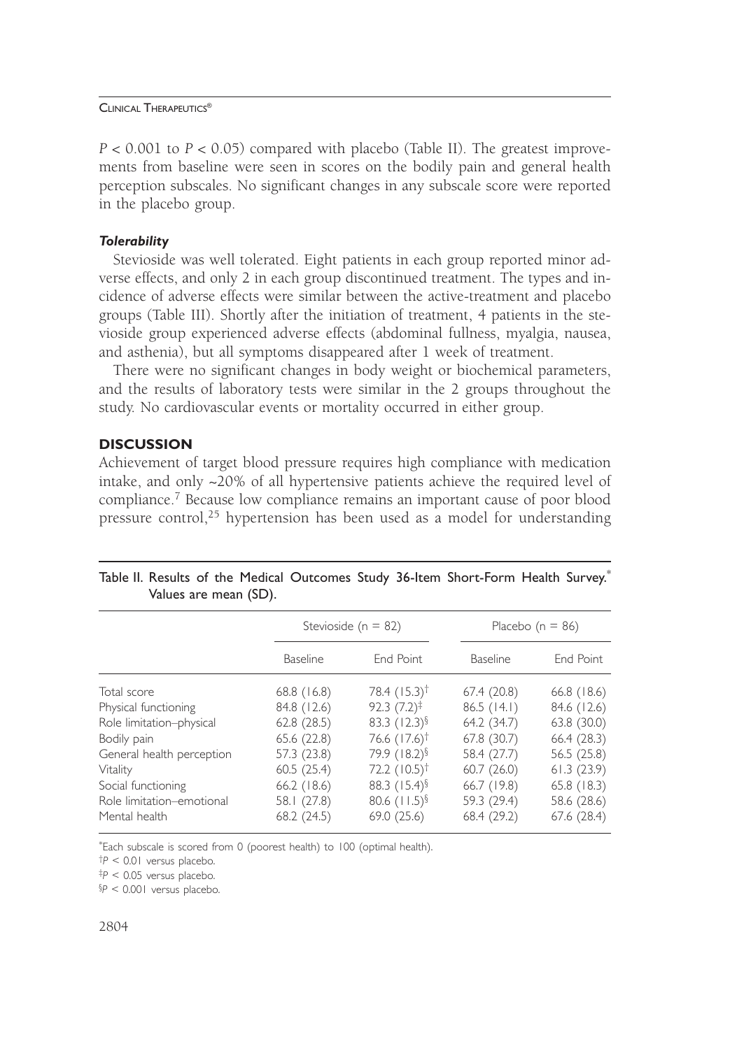$P < 0.001$ to $P < 0.05$) compared with placebo (Table II). The greatest improvements from baseline were seen in scores on the bodily pain and general health perception subscales. No significant changes in any subscale score were reported in the placebo group.

#### *Tolerability*

Stevioside was well tolerated. Eight patients in each group reported minor adverse effects, and only 2 in each group discontinued treatment. The types and incidence of adverse effects were similar between the active-treatment and placebo groups (Table III). Shortly after the initiation of treatment, 4 patients in the stevioside group experienced adverse effects (abdominal fullness, myalgia, nausea, and asthenia), but all symptoms disappeared after 1 week of treatment.

There were no significant changes in body weight or biochemical parameters, and the results of laboratory tests were similar in the 2 groups throughout the study. No cardiovascular events or mortality occurred in either group.

## DISCUSSION

Achievement of target blood pressure requires high compliance with medication intake, and only ~20% of all hypertensive patients achieve the required level of compliance.[7] Because low compliance remains an important cause of poor blood pressure control,[25] hypertension has been used as a model for understanding

Table II. Results of the Medical Outcomes Study 36-Item Short-Form Health Survey.* Values are mean (SD).

| | Stevioside (n = 82) | | Placebo (n = 86) | |
|---|---|---|---|---|
| | Baseline | End Point | Baseline | End Point |
| Total score | 68.8 (16.8) | 78.4 (15.3)† | 67.4 (20.8) | 66.8 (18.6) |
| Physical functioning | 84.8 (12.6) | 92.3 (7.2)‡ | 86.5 (14.1) | 84.6 (12.6) |
| Role limitation–physical | 62.8 (28.5) | 83.3 (12.3)§ | 64.2 (34.7) | 63.8 (30.0) |
| Bodily pain | 65.6 (22.8) | 76.6 (17.6)† | 67.8 (30.7) | 66.4 (28.3) |
| General health perception | 57.3 (23.8) | 79.9 (18.2)§ | 58.4 (27.7) | 56.5 (25.8) |
| Vitality | 60.5 (25.4) | 72.2 (10.5)† | 60.7 (26.0) | 61.3 (23.9) |
| Social functioning | 66.2 (18.6) | 88.3 (15.4)§ | 66.7 (19.8) | 65.8 (18.3) |
| Role limitation–emotional | 58.1 (27.8) | 80.6 (11.5)§ | 59.3 (29.4) | 58.6 (28.6) |
| Mental health | 68.2 (24.5) | 69.0 (25.6) | 68.4 (29.2) | 67.6 (28.4) |

*Each subscale is scored from 0 (poorest health) to 100 (optimal health).

†$P < 0.01$ versus placebo.

‡$P < 0.05$ versus placebo.

§$P < 0.001$ versus placebo.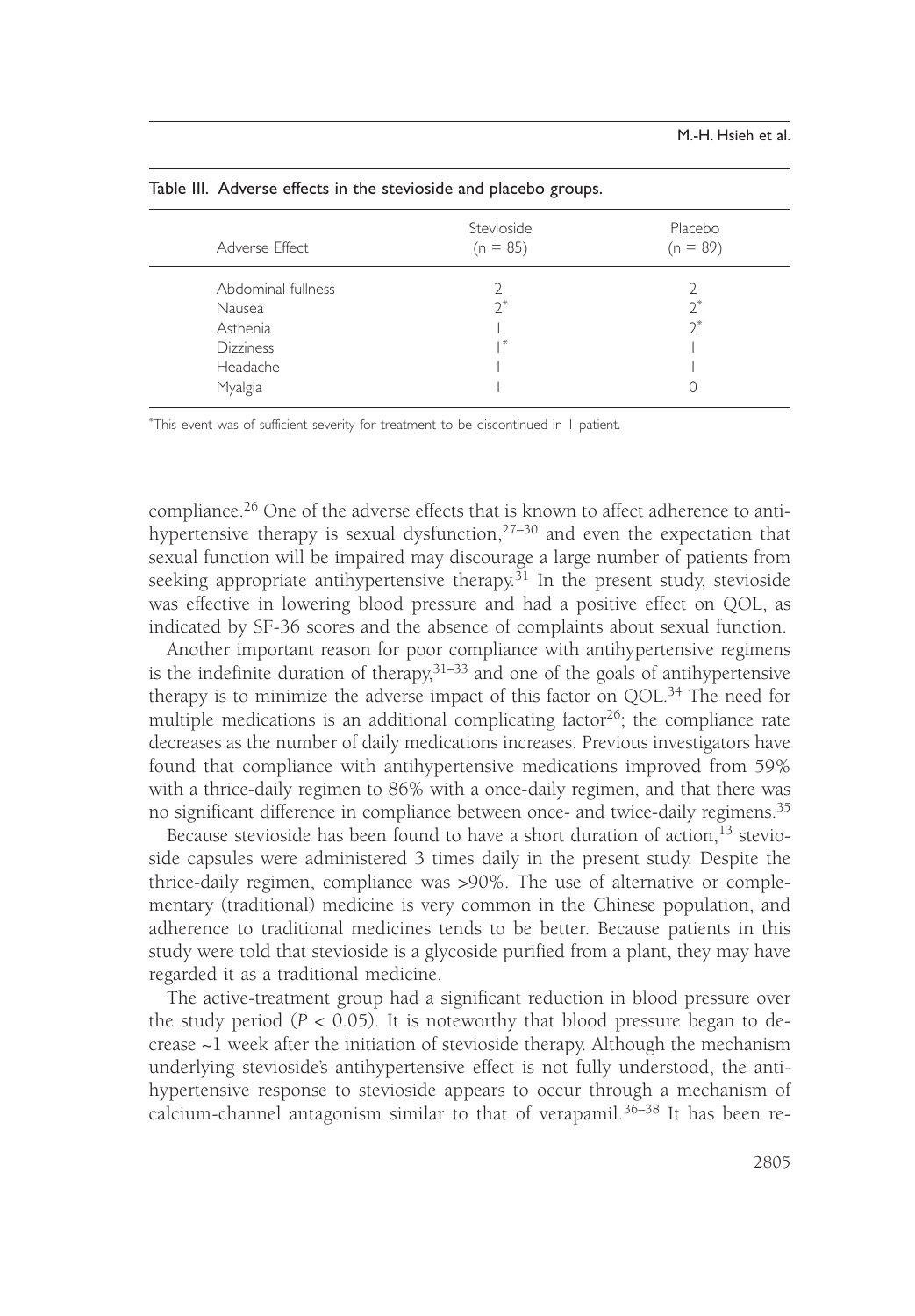Table III. Adverse effects in the stevioside and placebo groups.

| Adverse Effect | Stevioside (n = 85) | Placebo (n = 89) |
|---|---|---|
| Abdominal fullness | 2 | 2 |
| Nausea | 2* | 2* |
| Asthenia | 1 | 2* |
| Dizziness | 1* | 1 |
| Headache | 1 | 1 |
| Myalgia | 1 | 0 |

*This event was of sufficient severity for treatment to be discontinued in 1 patient.

compliance.[26] One of the adverse effects that is known to affect adherence to antihypertensive therapy is sexual dysfunction,[27–30] and even the expectation that sexual function will be impaired may discourage a large number of patients from seeking appropriate antihypertensive therapy.[31] In the present study, stevioside was effective in lowering blood pressure and had a positive effect on QOL, as indicated by SF-36 scores and the absence of complaints about sexual function.

Another important reason for poor compliance with antihypertensive regimens is the indefinite duration of therapy,[31–33] and one of the goals of antihypertensive therapy is to minimize the adverse impact of this factor on QOL.[34] The need for multiple medications is an additional complicating factor[26]; the compliance rate decreases as the number of daily medications increases. Previous investigators have found that compliance with antihypertensive medications improved from 59% with a thrice-daily regimen to 86% with a once-daily regimen, and that there was no significant difference in compliance between once- and twice-daily regimens.[35]

Because stevioside has been found to have a short duration of action,[13] stevioside capsules were administered 3 times daily in the present study. Despite the thrice-daily regimen, compliance was >90%. The use of alternative or complementary (traditional) medicine is very common in the Chinese population, and adherence to traditional medicines tends to be better. Because patients in this study were told that stevioside is a glycoside purified from a plant, they may have regarded it as a traditional medicine.

The active-treatment group had a significant reduction in blood pressure over the study period ($P < 0.05$). It is noteworthy that blood pressure began to decrease ~1 week after the initiation of stevioside therapy. Although the mechanism underlying stevioside's antihypertensive effect is not fully understood, the antihypertensive response to stevioside appears to occur through a mechanism of calcium-channel antagonism similar to that of verapamil.[36–38] It has been re-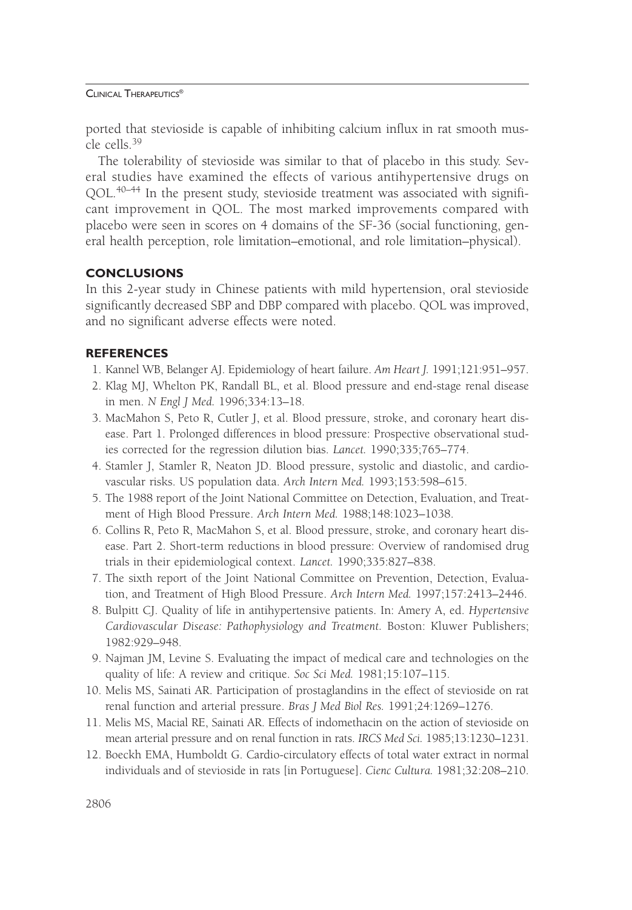ported that stevioside is capable of inhibiting calcium influx in rat smooth muscle cells.[39]

The tolerability of stevioside was similar to that of placebo in this study. Several studies have examined the effects of various antihypertensive drugs on QOL.[40–44] In the present study, stevioside treatment was associated with significant improvement in QOL. The most marked improvements compared with placebo were seen in scores on 4 domains of the SF-36 (social functioning, general health perception, role limitation–emotional, and role limitation–physical).

## CONCLUSIONS

In this 2-year study in Chinese patients with mild hypertension, oral stevioside significantly decreased SBP and DBP compared with placebo. QOL was improved, and no significant adverse effects were noted.

## REFERENCES

1. Kannel WB, Belanger AJ. Epidemiology of heart failure. *Am Heart J.* 1991;121:951–957.
2. Klag MJ, Whelton PK, Randall BL, et al. Blood pressure and end-stage renal disease in men. *N Engl J Med.* 1996;334:13–18.
3. MacMahon S, Peto R, Cutler J, et al. Blood pressure, stroke, and coronary heart disease. Part 1. Prolonged differences in blood pressure: Prospective observational studies corrected for the regression dilution bias. *Lancet.* 1990;335;765–774.
4. Stamler J, Stamler R, Neaton JD. Blood pressure, systolic and diastolic, and cardiovascular risks. US population data. *Arch Intern Med.* 1993;153:598–615.
5. The 1988 report of the Joint National Committee on Detection, Evaluation, and Treatment of High Blood Pressure. *Arch Intern Med.* 1988;148:1023–1038.
6. Collins R, Peto R, MacMahon S, et al. Blood pressure, stroke, and coronary heart disease. Part 2. Short-term reductions in blood pressure: Overview of randomised drug trials in their epidemiological context. *Lancet.* 1990;335:827–838.
7. The sixth report of the Joint National Committee on Prevention, Detection, Evaluation, and Treatment of High Blood Pressure. *Arch Intern Med.* 1997;157:2413–2446.
8. Bulpitt CJ. Quality of life in antihypertensive patients. In: Amery A, ed. *Hypertensive Cardiovascular Disease: Pathophysiology and Treatment.* Boston: Kluwer Publishers; 1982:929–948.
9. Najman JM, Levine S. Evaluating the impact of medical care and technologies on the quality of life: A review and critique. *Soc Sci Med.* 1981;15:107–115.
10. Melis MS, Sainati AR. Participation of prostaglandins in the effect of stevioside on rat renal function and arterial pressure. *Bras J Med Biol Res.* 1991;24:1269–1276.
11. Melis MS, Macial RE, Sainati AR. Effects of indomethacin on the action of stevioside on mean arterial pressure and on renal function in rats. *IRCS Med Sci.* 1985;13:1230–1231.
12. Boeckh EMA, Humboldt G. Cardio-circulatory effects of total water extract in normal individuals and of stevioside in rats [in Portuguese]. *Cienc Cultura.* 1981;32:208–210.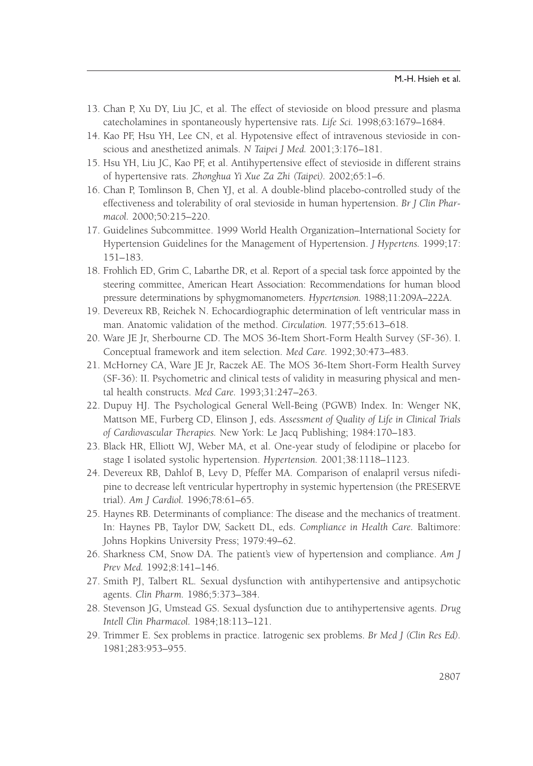13. Chan P, Xu DY, Liu JC, et al. The effect of stevioside on blood pressure and plasma catecholamines in spontaneously hypertensive rats. *Life Sci.* 1998;63:1679–1684.
14. Kao PF, Hsu YH, Lee CN, et al. Hypotensive effect of intravenous stevioside in conscious and anesthetized animals. *N Taipei J Med.* 2001;3:176–181.
15. Hsu YH, Liu JC, Kao PF, et al. Antihypertensive effect of stevioside in different strains of hypertensive rats. *Zhonghua Yi Xue Za Zhi (Taipei).* 2002;65:1–6.
16. Chan P, Tomlinson B, Chen YJ, et al. A double-blind placebo-controlled study of the effectiveness and tolerability of oral stevioside in human hypertension. *Br J Clin Pharmacol.* 2000;50:215–220.
17. Guidelines Subcommittee. 1999 World Health Organization–International Society for Hypertension Guidelines for the Management of Hypertension. *J Hypertens.* 1999;17: 151–183.
18. Frohlich ED, Grim C, Labarthe DR, et al. Report of a special task force appointed by the steering committee, American Heart Association: Recommendations for human blood pressure determinations by sphygmomanometers. *Hypertension.* 1988;11:209A–222A.
19. Devereux RB, Reichek N. Echocardiographic determination of left ventricular mass in man. Anatomic validation of the method. *Circulation.* 1977;55:613–618.
20. Ware JE Jr, Sherbourne CD. The MOS 36-Item Short-Form Health Survey (SF-36). I. Conceptual framework and item selection. *Med Care.* 1992;30:473–483.
21. McHorney CA, Ware JE Jr, Raczek AE. The MOS 36-Item Short-Form Health Survey (SF-36): II. Psychometric and clinical tests of validity in measuring physical and mental health constructs. *Med Care.* 1993;31:247–263.
22. Dupuy HJ. The Psychological General Well-Being (PGWB) Index. In: Wenger NK, Mattson ME, Furberg CD, Elinson J, eds. *Assessment of Quality of Life in Clinical Trials of Cardiovascular Therapies.* New York: Le Jacq Publishing; 1984:170–183.
23. Black HR, Elliott WJ, Weber MA, et al. One-year study of felodipine or placebo for stage I isolated systolic hypertension. *Hypertension.* 2001;38:1118–1123.
24. Devereux RB, Dahlof B, Levy D, Pfeffer MA. Comparison of enalapril versus nifedipine to decrease left ventricular hypertrophy in systemic hypertension (the PRESERVE trial). *Am J Cardiol.* 1996;78:61–65.
25. Haynes RB. Determinants of compliance: The disease and the mechanics of treatment. In: Haynes PB, Taylor DW, Sackett DL, eds. *Compliance in Health Care.* Baltimore: Johns Hopkins University Press; 1979:49–62.
26. Sharkness CM, Snow DA. The patient's view of hypertension and compliance. *Am J Prev Med.* 1992;8:141–146.
27. Smith PJ, Talbert RL. Sexual dysfunction with antihypertensive and antipsychotic agents. *Clin Pharm.* 1986;5:373–384.
28. Stevenson JG, Umstead GS. Sexual dysfunction due to antihypertensive agents. *Drug Intell Clin Pharmacol.* 1984;18:113–121.
29. Trimmer E. Sex problems in practice. Iatrogenic sex problems. *Br Med J (Clin Res Ed).* 1981;283:953–955.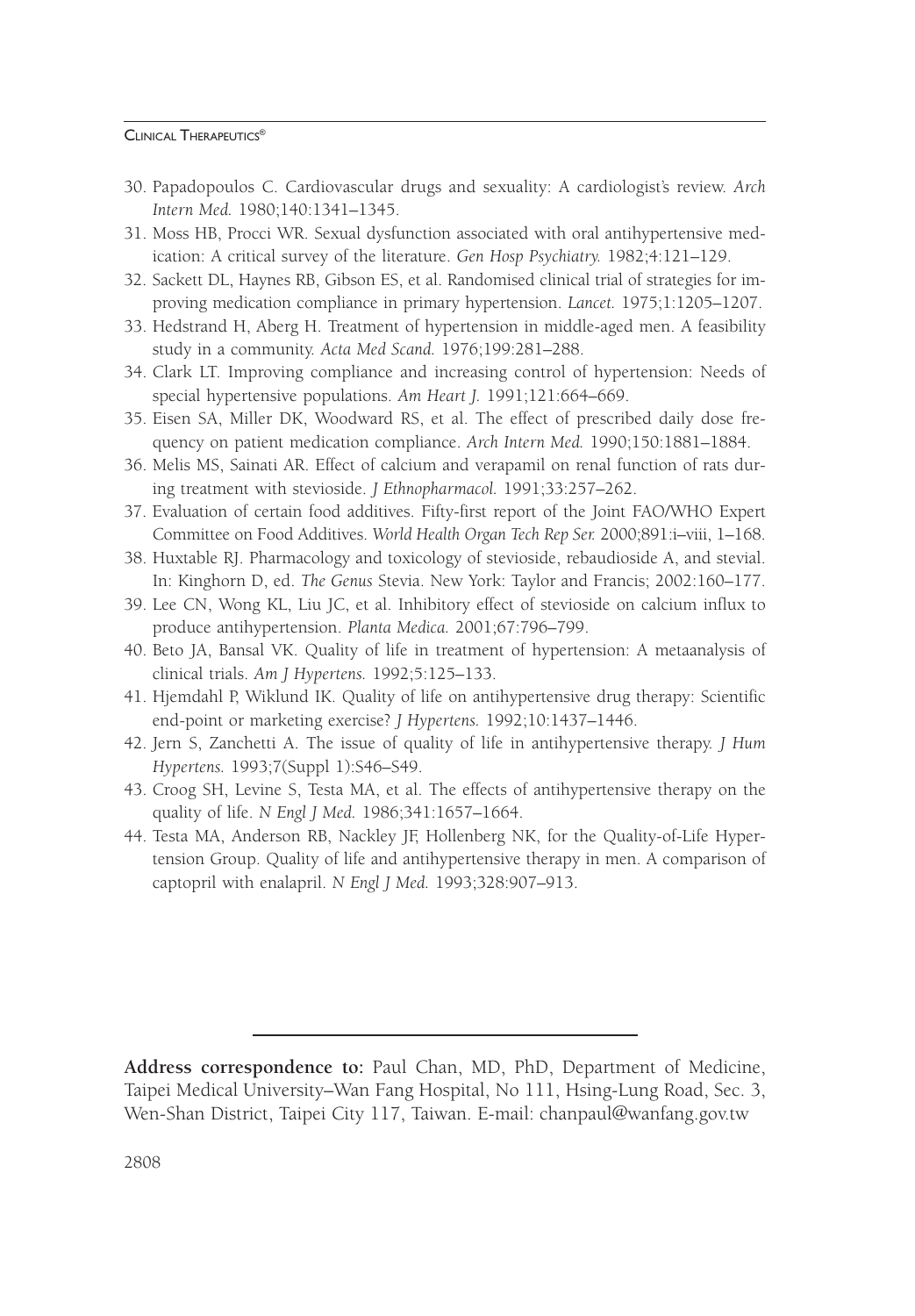30. Papadopoulos C. Cardiovascular drugs and sexuality: A cardiologist's review. *Arch Intern Med.* 1980;140:1341–1345.
31. Moss HB, Procci WR. Sexual dysfunction associated with oral antihypertensive medication: A critical survey of the literature. *Gen Hosp Psychiatry.* 1982;4:121–129.
32. Sackett DL, Haynes RB, Gibson ES, et al. Randomised clinical trial of strategies for improving medication compliance in primary hypertension. *Lancet.* 1975;1:1205–1207.
33. Hedstrand H, Aberg H. Treatment of hypertension in middle-aged men. A feasibility study in a community. *Acta Med Scand.* 1976;199:281–288.
34. Clark LT. Improving compliance and increasing control of hypertension: Needs of special hypertensive populations. *Am Heart J.* 1991;121:664–669.
35. Eisen SA, Miller DK, Woodward RS, et al. The effect of prescribed daily dose frequency on patient medication compliance. *Arch Intern Med.* 1990;150:1881–1884.
36. Melis MS, Sainati AR. Effect of calcium and verapamil on renal function of rats during treatment with stevioside. *J Ethnopharmacol.* 1991;33:257–262.
37. Evaluation of certain food additives. Fifty-first report of the Joint FAO/WHO Expert Committee on Food Additives. *World Health Organ Tech Rep Ser.* 2000;891:i–viii, 1–168.
38. Huxtable RJ. Pharmacology and toxicology of stevioside, rebaudioside A, and stevial. In: Kinghorn D, ed. *The Genus* Stevia. New York: Taylor and Francis; 2002:160–177.
39. Lee CN, Wong KL, Liu JC, et al. Inhibitory effect of stevioside on calcium influx to produce antihypertension. *Planta Medica.* 2001;67:796–799.
40. Beto JA, Bansal VK. Quality of life in treatment of hypertension: A metaanalysis of clinical trials. *Am J Hypertens.* 1992;5:125–133.
41. Hjemdahl P, Wiklund IK. Quality of life on antihypertensive drug therapy: Scientific end-point or marketing exercise? *J Hypertens.* 1992;10:1437–1446.
42. Jern S, Zanchetti A. The issue of quality of life in antihypertensive therapy. *J Hum Hypertens.* 1993;7(Suppl 1):S46–S49.
43. Croog SH, Levine S, Testa MA, et al. The effects of antihypertensive therapy on the quality of life. *N Engl J Med.* 1986;341:1657–1664.
44. Testa MA, Anderson RB, Nackley JF, Hollenberg NK, for the Quality-of-Life Hypertension Group. Quality of life and antihypertensive therapy in men. A comparison of captopril with enalapril. *N Engl J Med.* 1993;328:907–913.

---

**Address correspondence to:** Paul Chan, MD, PhD, Department of Medicine, Taipei Medical University–Wan Fang Hospital, No 111, Hsing-Lung Road, Sec. 3, Wen-Shan District, Taipei City 117, Taiwan. E-mail: chanpaul@wanfang.gov.tw